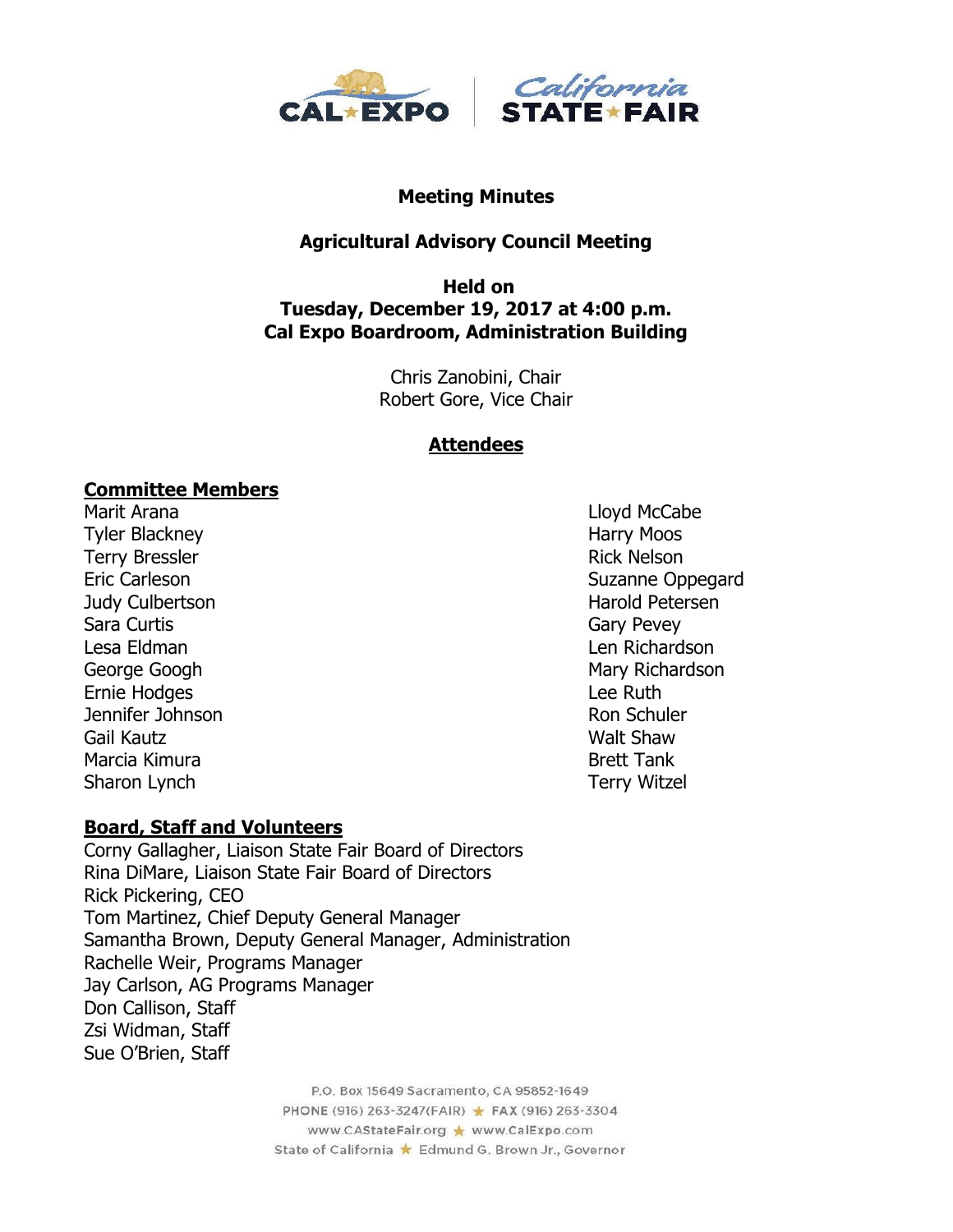# Meeting Minutes

## Agricultural Advisory Council Meeting

**Held on**
**Tuesday, December 19, 2017 at 4:00 p.m.**
**Cal Expo Boardroom, Administration Building**

Chris Zanobini, Chair
Robert Gore, Vice Chair

## Attendees

### Committee Members

Marit Arana
Tyler Blackney
Terry Bressler
Eric Carleson
Judy Culbertson
Sara Curtis
Lesa Eldman
George Googh
Ernie Hodges
Jennifer Johnson
Gail Kautz
Marcia Kimura
Sharon Lynch
Lloyd McCabe
Harry Moos
Rick Nelson
Suzanne Oppegard
Harold Petersen
Gary Pevey
Len Richardson
Mary Richardson
Lee Ruth
Ron Schuler
Walt Shaw
Brett Tank
Terry Witzel

### Board, Staff and Volunteers

Corny Gallagher, Liaison State Fair Board of Directors
Rina DiMare, Liaison State Fair Board of Directors
Rick Pickering, CEO
Tom Martinez, Chief Deputy General Manager
Samantha Brown, Deputy General Manager, Administration
Rachelle Weir, Programs Manager
Jay Carlson, AG Programs Manager
Don Callison, Staff
Zsi Widman, Staff
Sue O'Brien, Staff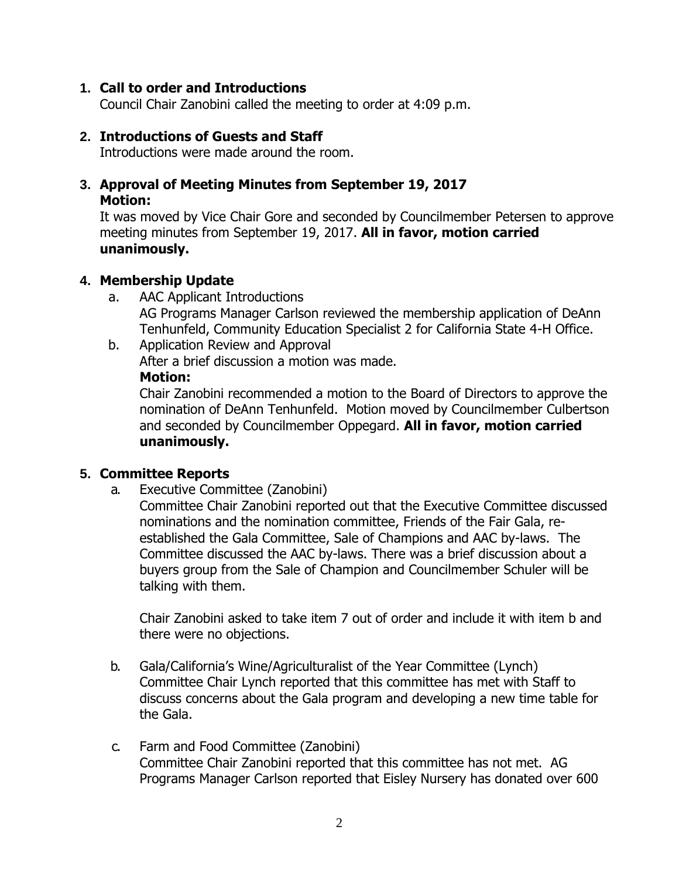1. **Call to order and Introductions**
   Council Chair Zanobini called the meeting to order at 4:09 p.m.

2. **Introductions of Guests and Staff**
   Introductions were made around the room.

3. **Approval of Meeting Minutes from September 19, 2017**
   **Motion:**
   It was moved by Vice Chair Gore and seconded by Councilmember Petersen to approve meeting minutes from September 19, 2017. **All in favor, motion carried unanimously.**

4. **Membership Update**
   a. AAC Applicant Introductions
      AG Programs Manager Carlson reviewed the membership application of DeAnn Tenhunfeld, Community Education Specialist 2 for California State 4-H Office.

   b. Application Review and Approval
      After a brief discussion a motion was made.
      **Motion:**
      Chair Zanobini recommended a motion to the Board of Directors to approve the nomination of DeAnn Tenhunfeld. Motion moved by Councilmember Culbertson and seconded by Councilmember Oppegard. **All in favor, motion carried unanimously.**

5. **Committee Reports**
   a. Executive Committee (Zanobini)
      Committee Chair Zanobini reported out that the Executive Committee discussed nominations and the nomination committee, Friends of the Fair Gala, re-established the Gala Committee, Sale of Champions and AAC by-laws. The Committee discussed the AAC by-laws. There was a brief discussion about a buyers group from the Sale of Champion and Councilmember Schuler will be talking with them.

      Chair Zanobini asked to take item 7 out of order and include it with item b and there were no objections.

   b. Gala/California's Wine/Agriculturalist of the Year Committee (Lynch)
      Committee Chair Lynch reported that this committee has met with Staff to discuss concerns about the Gala program and developing a new time table for the Gala.

   c. Farm and Food Committee (Zanobini)
      Committee Chair Zanobini reported that this committee has not met. AG Programs Manager Carlson reported that Eisley Nursery has donated over 600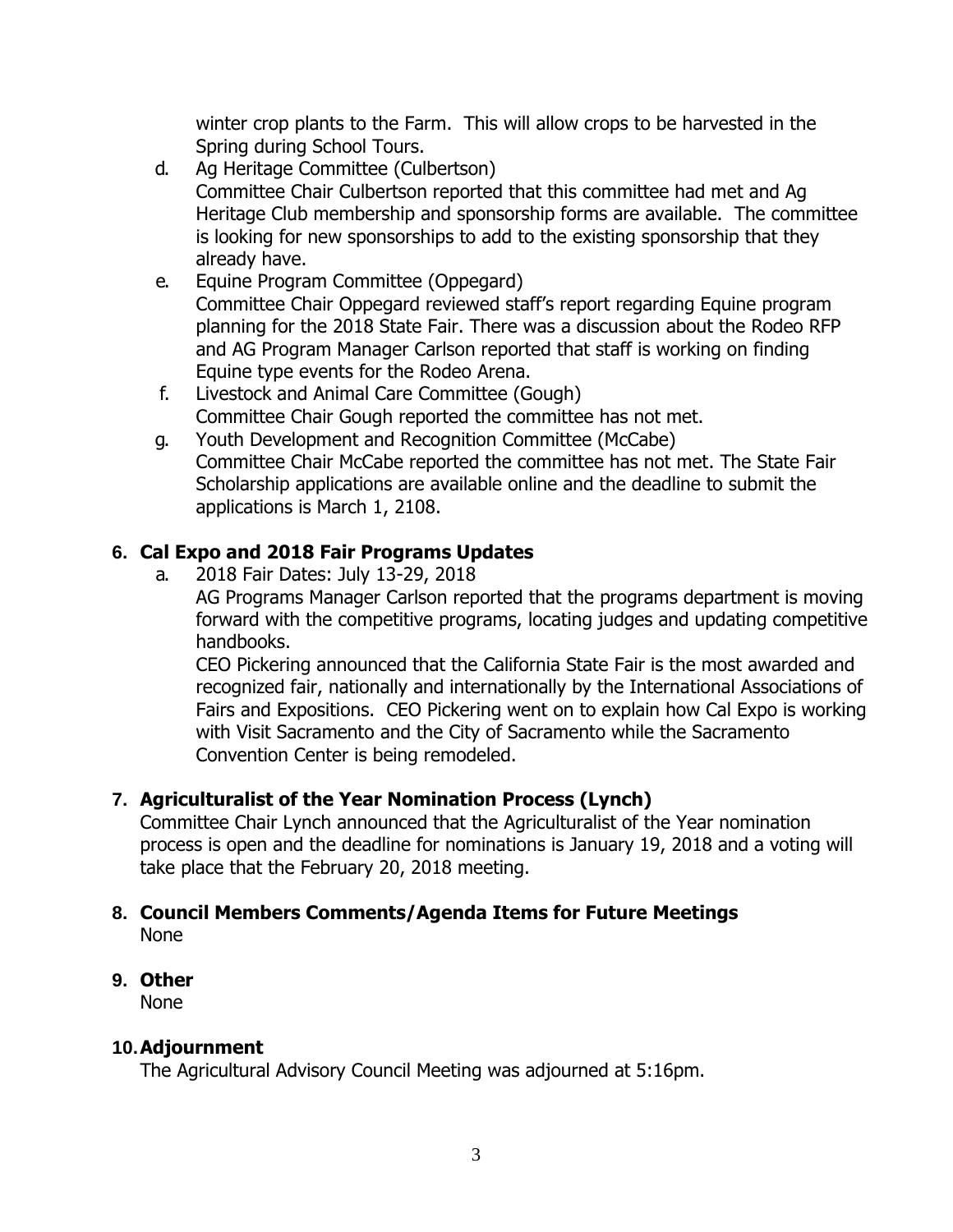winter crop plants to the Farm. This will allow crops to be harvested in the Spring during School Tours.

d. Ag Heritage Committee (Culbertson)
   Committee Chair Culbertson reported that this committee had met and Ag Heritage Club membership and sponsorship forms are available. The committee is looking for new sponsorships to add to the existing sponsorship that they already have.
e. Equine Program Committee (Oppegard)
   Committee Chair Oppegard reviewed staff's report regarding Equine program planning for the 2018 State Fair. There was a discussion about the Rodeo RFP and AG Program Manager Carlson reported that staff is working on finding Equine type events for the Rodeo Arena.
f. Livestock and Animal Care Committee (Gough)
   Committee Chair Gough reported the committee has not met.
g. Youth Development and Recognition Committee (McCabe)
   Committee Chair McCabe reported the committee has not met. The State Fair Scholarship applications are available online and the deadline to submit the applications is March 1, 2108.

## 6. Cal Expo and 2018 Fair Programs Updates

a. 2018 Fair Dates: July 13-29, 2018
   AG Programs Manager Carlson reported that the programs department is moving forward with the competitive programs, locating judges and updating competitive handbooks.
   CEO Pickering announced that the California State Fair is the most awarded and recognized fair, nationally and internationally by the International Associations of Fairs and Expositions. CEO Pickering went on to explain how Cal Expo is working with Visit Sacramento and the City of Sacramento while the Sacramento Convention Center is being remodeled.

## 7. Agriculturalist of the Year Nomination Process (Lynch)

Committee Chair Lynch announced that the Agriculturalist of the Year nomination process is open and the deadline for nominations is January 19, 2018 and a voting will take place that the February 20, 2018 meeting.

## 8. Council Members Comments/Agenda Items for Future Meetings

None

## 9. Other

None

## 10. Adjournment

The Agricultural Advisory Council Meeting was adjourned at 5:16pm.